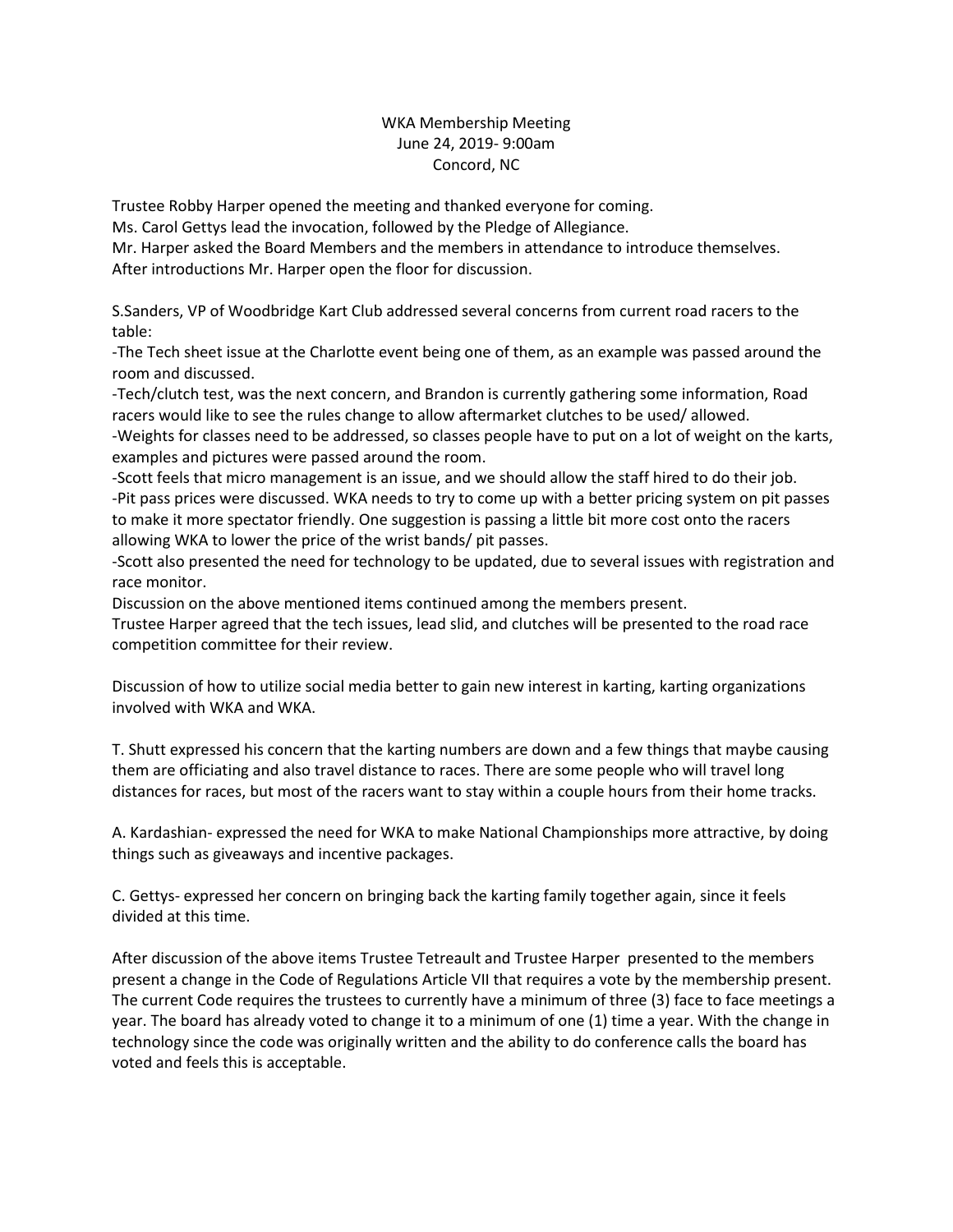WKA Membership Meeting
June 24, 2019- 9:00am
Concord, NC

Trustee Robby Harper opened the meeting and thanked everyone for coming.
Ms. Carol Gettys lead the invocation, followed by the Pledge of Allegiance.
Mr. Harper asked the Board Members and the members in attendance to introduce themselves.
After introductions Mr. Harper open the floor for discussion.

S.Sanders, VP of Woodbridge Kart Club addressed several concerns from current road racers to the table:
-The Tech sheet issue at the Charlotte event being one of them, as an example was passed around the room and discussed.
-Tech/clutch test, was the next concern, and Brandon is currently gathering some information, Road racers would like to see the rules change to allow aftermarket clutches to be used/ allowed.
-Weights for classes need to be addressed, so classes people have to put on a lot of weight on the karts, examples and pictures were passed around the room.
-Scott feels that micro management is an issue, and we should allow the staff hired to do their job.
-Pit pass prices were discussed. WKA needs to try to come up with a better pricing system on pit passes to make it more spectator friendly. One suggestion is passing a little bit more cost onto the racers allowing WKA to lower the price of the wrist bands/ pit passes.
-Scott also presented the need for technology to be updated, due to several issues with registration and race monitor.
Discussion on the above mentioned items continued among the members present.
Trustee Harper agreed that the tech issues, lead slid, and clutches will be presented to the road race competition committee for their review.

Discussion of how to utilize social media better to gain new interest in karting, karting organizations involved with WKA and WKA.

T. Shutt expressed his concern that the karting numbers are down and a few things that maybe causing them are officiating and also travel distance to races. There are some people who will travel long distances for races, but most of the racers want to stay within a couple hours from their home tracks.

A. Kardashian- expressed the need for WKA to make National Championships more attractive, by doing things such as giveaways and incentive packages.

C. Gettys- expressed her concern on bringing back the karting family together again, since it feels divided at this time.

After discussion of the above items Trustee Tetreault and Trustee Harper presented to the members present a change in the Code of Regulations Article VII that requires a vote by the membership present. The current Code requires the trustees to currently have a minimum of three (3) face to face meetings a year. The board has already voted to change it to a minimum of one (1) time a year. With the change in technology since the code was originally written and the ability to do conference calls the board has voted and feels this is acceptable.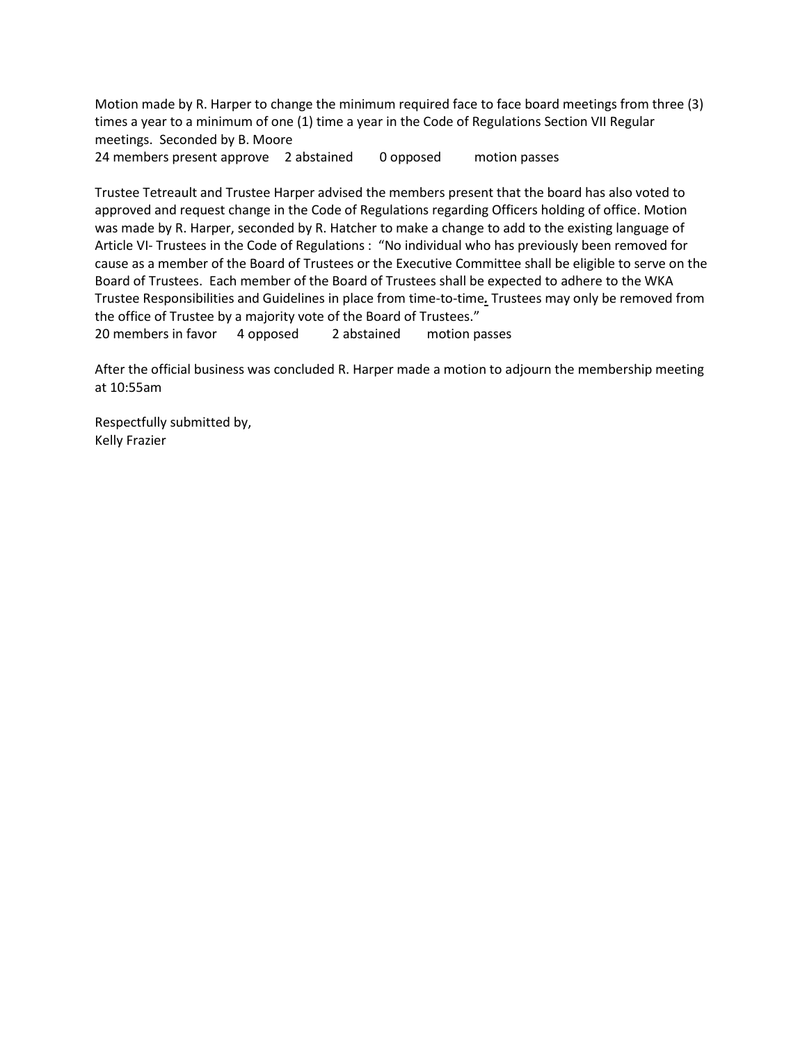Motion made by R. Harper to change the minimum required face to face board meetings from three (3) times a year to a minimum of one (1) time a year in the Code of Regulations Section VII Regular meetings. Seconded by B. Moore

24 members present approve 2 abstained 0 opposed motion passes

Trustee Tetreault and Trustee Harper advised the members present that the board has also voted to approved and request change in the Code of Regulations regarding Officers holding of office. Motion was made by R. Harper, seconded by R. Hatcher to make a change to add to the existing language of Article VI- Trustees in the Code of Regulations : "No individual who has previously been removed for cause as a member of the Board of Trustees or the Executive Committee shall be eligible to serve on the Board of Trustees. Each member of the Board of Trustees shall be expected to adhere to the WKA Trustee Responsibilities and Guidelines in place from time-to-time**.** Trustees may only be removed from the office of Trustee by a majority vote of the Board of Trustees."

20 members in favor 4 opposed 2 abstained motion passes

After the official business was concluded R. Harper made a motion to adjourn the membership meeting at 10:55am

Respectfully submitted by,
Kelly Frazier